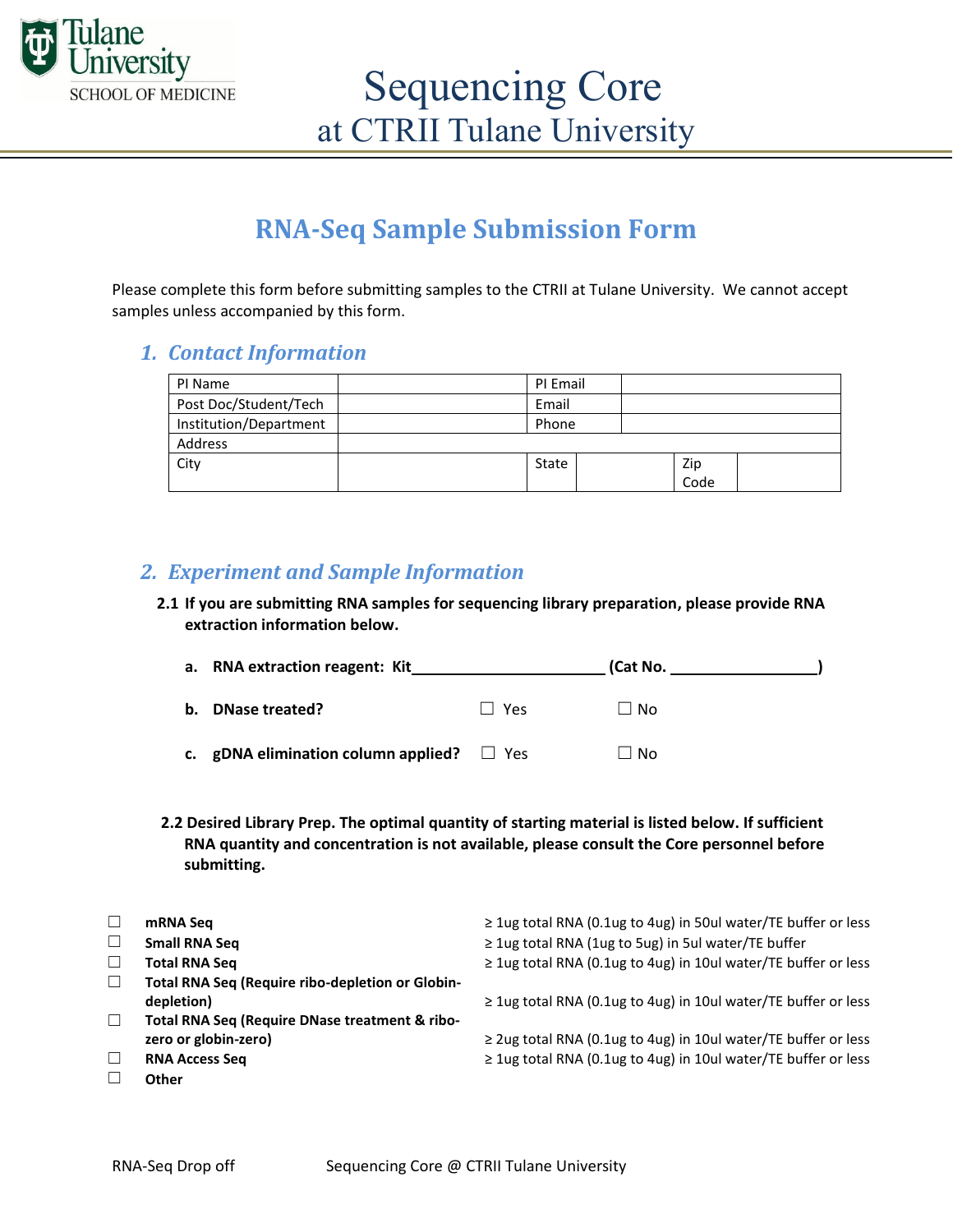# Sequencing Core
## at CTRII Tulane University

# RNA-Seq Sample Submission Form

Please complete this form before submitting samples to the CTRII at Tulane University. We cannot accept samples unless accompanied by this form.

## *1. Contact Information*

| PI Name | | PI Email | | | |
|---|---|---|---|---|---|
| Post Doc/Student/Tech | | Email | | | |
| Institution/Department | | Phone | | | |
| Address | | | | | |
| City | | State | | Zip Code | |

## *2. Experiment and Sample Information*

**2.1 If you are submitting RNA samples for sequencing library preparation, please provide RNA extraction information below.**

**a. RNA extraction reagent: Kit\_\_\_\_\_\_\_\_\_\_\_\_\_\_\_\_\_\_\_\_ (Cat No. \_\_\_\_\_\_\_\_\_\_\_\_\_\_\_\_)**

**b. DNase treated?** ☐ Yes ☐ No

**c. gDNA elimination column applied?** ☐ Yes ☐ No

**2.2 Desired Library Prep. The optimal quantity of starting material is listed below. If sufficient RNA quantity and concentration is not available, please consult the Core personnel before submitting.**

| | Library Prep | Starting Material |
|---|---|---|
| ☐ | **mRNA Seq** | ≥ 1ug total RNA (0.1ug to 4ug) in 50ul water/TE buffer or less |
| ☐ | **Small RNA Seq** | ≥ 1ug total RNA (1ug to 5ug) in 5ul water/TE buffer |
| ☐ | **Total RNA Seq** | ≥ 1ug total RNA (0.1ug to 4ug) in 10ul water/TE buffer or less |
| ☐ | **Total RNA Seq (Require ribo-depletion or Globin-depletion)** | ≥ 1ug total RNA (0.1ug to 4ug) in 10ul water/TE buffer or less |
| ☐ | **Total RNA Seq (Require DNase treatment & ribo-zero or globin-zero)** | ≥ 2ug total RNA (0.1ug to 4ug) in 10ul water/TE buffer or less |
| ☐ | **RNA Access Seq** | ≥ 1ug total RNA (0.1ug to 4ug) in 10ul water/TE buffer or less |
| ☐ | **Other** | |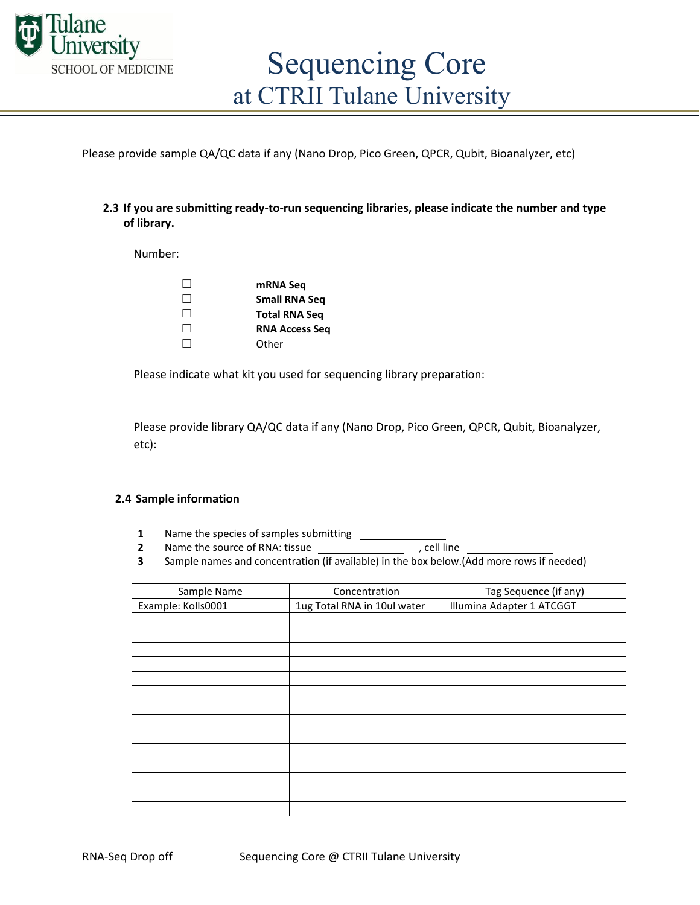Please provide sample QA/QC data if any (Nano Drop, Pico Green, QPCR, Qubit, Bioanalyzer, etc)

### 2.3 If you are submitting ready-to-run sequencing libraries, please indicate the number and type of library.

Number:

- ☐ **mRNA Seq**
- ☐ **Small RNA Seq**
- ☐ **Total RNA Seq**
- ☐ **RNA Access Seq**
- ☐ Other

Please indicate what kit you used for sequencing library preparation:

Please provide library QA/QC data if any (Nano Drop, Pico Green, QPCR, Qubit, Bioanalyzer, etc):

### 2.4 Sample information

1. Name the species of samples submitting ______________
2. Name the source of RNA: tissue ______________ , cell line ______________
3. Sample names and concentration (if available) in the box below.(Add more rows if needed)

| Sample Name | Concentration | Tag Sequence (if any) |
|---|---|---|
| Example: Kolls0001 | 1ug Total RNA in 10ul water | Illumina Adapter 1 ATCGGT |
| | | |
| | | |
| | | |
| | | |
| | | |
| | | |
| | | |
| | | |
| | | |
| | | |
| | | |
| | | |
| | | |
| | | |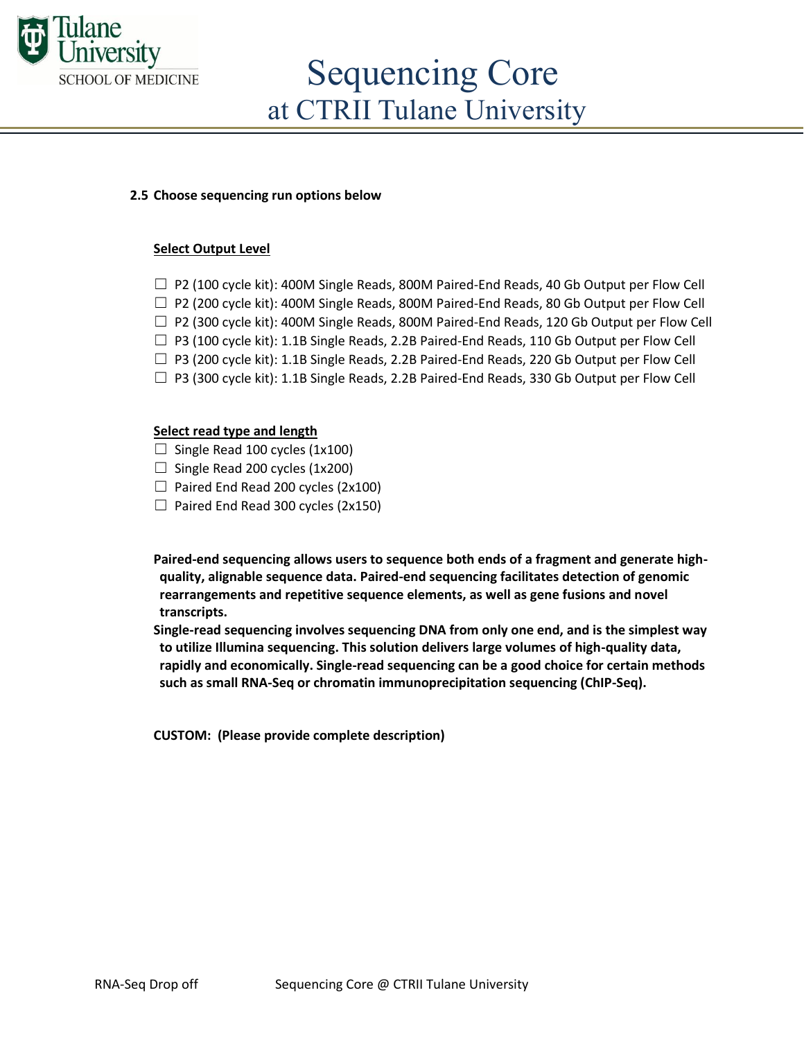**2.5 Choose sequencing run options below**

**Select Output Level**

- ☐ P2 (100 cycle kit): 400M Single Reads, 800M Paired-End Reads, 40 Gb Output per Flow Cell
- ☐ P2 (200 cycle kit): 400M Single Reads, 800M Paired-End Reads, 80 Gb Output per Flow Cell
- ☐ P2 (300 cycle kit): 400M Single Reads, 800M Paired-End Reads, 120 Gb Output per Flow Cell
- ☐ P3 (100 cycle kit): 1.1B Single Reads, 2.2B Paired-End Reads, 110 Gb Output per Flow Cell
- ☐ P3 (200 cycle kit): 1.1B Single Reads, 2.2B Paired-End Reads, 220 Gb Output per Flow Cell
- ☐ P3 (300 cycle kit): 1.1B Single Reads, 2.2B Paired-End Reads, 330 Gb Output per Flow Cell

**Select read type and length**

- ☐ Single Read 100 cycles (1x100)
- ☐ Single Read 200 cycles (1x200)
- ☐ Paired End Read 200 cycles (2x100)
- ☐ Paired End Read 300 cycles (2x150)

**Paired-end sequencing allows users to sequence both ends of a fragment and generate high-quality, alignable sequence data. Paired-end sequencing facilitates detection of genomic rearrangements and repetitive sequence elements, as well as gene fusions and novel transcripts.**

**Single-read sequencing involves sequencing DNA from only one end, and is the simplest way to utilize Illumina sequencing. This solution delivers large volumes of high-quality data, rapidly and economically. Single-read sequencing can be a good choice for certain methods such as small RNA-Seq or chromatin immunoprecipitation sequencing (ChIP-Seq).**

**CUSTOM: (Please provide complete description)**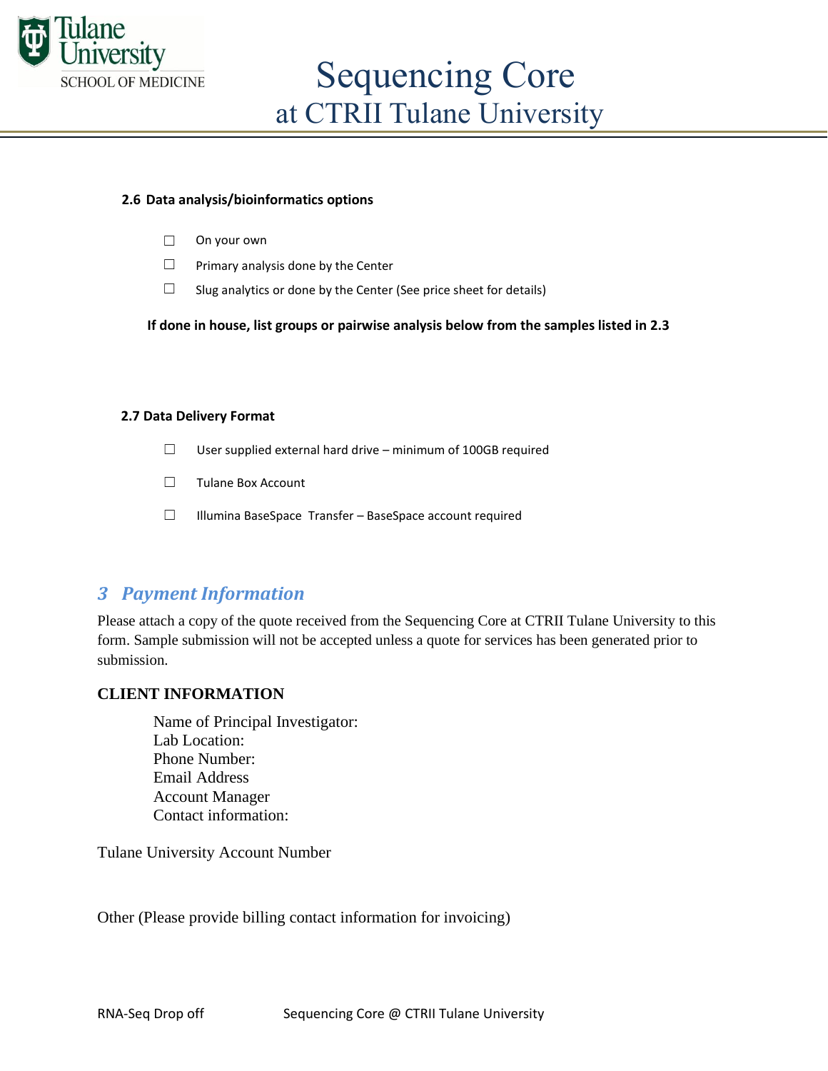### 2.6 Data analysis/bioinformatics options

- ☐ On your own
- ☐ Primary analysis done by the Center
- ☐ Slug analytics or done by the Center (See price sheet for details)

**If done in house, list groups or pairwise analysis below from the samples listed in 2.3**

### 2.7 Data Delivery Format

- ☐ User supplied external hard drive – minimum of 100GB required
- ☐ Tulane Box Account
- ☐ Illumina BaseSpace Transfer – BaseSpace account required

## *3 Payment Information*

Please attach a copy of the quote received from the Sequencing Core at CTRII Tulane University to this form. Sample submission will not be accepted unless a quote for services has been generated prior to submission.

**CLIENT INFORMATION**

Name of Principal Investigator:
Lab Location:
Phone Number:
Email Address
Account Manager
Contact information:

Tulane University Account Number

Other (Please provide billing contact information for invoicing)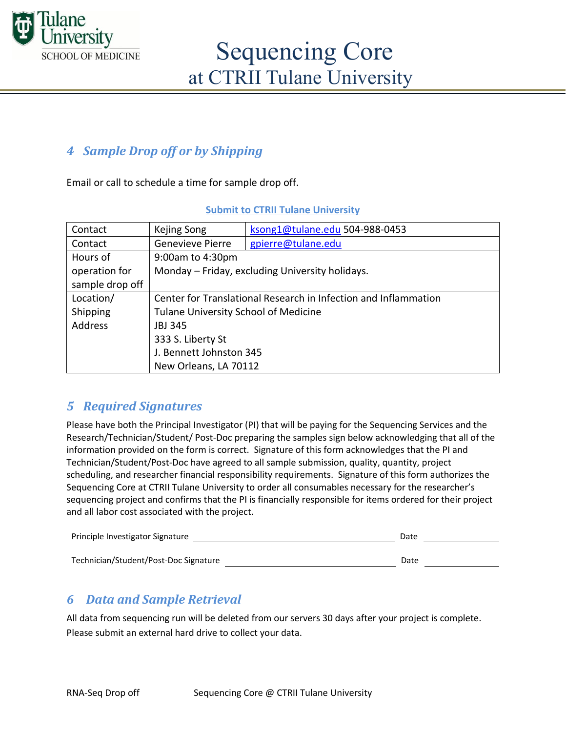## 4 Sample Drop off or by Shipping

Email or call to schedule a time for sample drop off.

**Submit to CTRII Tulane University**

| Contact | Kejing Song | ksong1@tulane.edu 504-988-0453 |
|---|---|---|
| Contact | Genevieve Pierre | gpierre@tulane.edu |
| Hours of operation for sample drop off | 9:00am to 4:30pm<br>Monday – Friday, excluding University holidays. | |
| Location/ Shipping Address | Center for Translational Research in Infection and Inflammation<br>Tulane University School of Medicine<br>JBJ 345<br>333 S. Liberty St<br>J. Bennett Johnston 345<br>New Orleans, LA 70112 | |

## 5 Required Signatures

Please have both the Principal Investigator (PI) that will be paying for the Sequencing Services and the Research/Technician/Student/ Post-Doc preparing the samples sign below acknowledging that all of the information provided on the form is correct. Signature of this form acknowledges that the PI and Technician/Student/Post-Doc have agreed to all sample submission, quality, quantity, project scheduling, and researcher financial responsibility requirements. Signature of this form authorizes the Sequencing Core at CTRII Tulane University to order all consumables necessary for the researcher's sequencing project and confirms that the PI is financially responsible for items ordered for their project and all labor cost associated with the project.

Principle Investigator Signature ______________________________ Date ____________

Technician/Student/Post-Doc Signature ______________________________ Date ____________

## 6 Data and Sample Retrieval

All data from sequencing run will be deleted from our servers 30 days after your project is complete. Please submit an external hard drive to collect your data.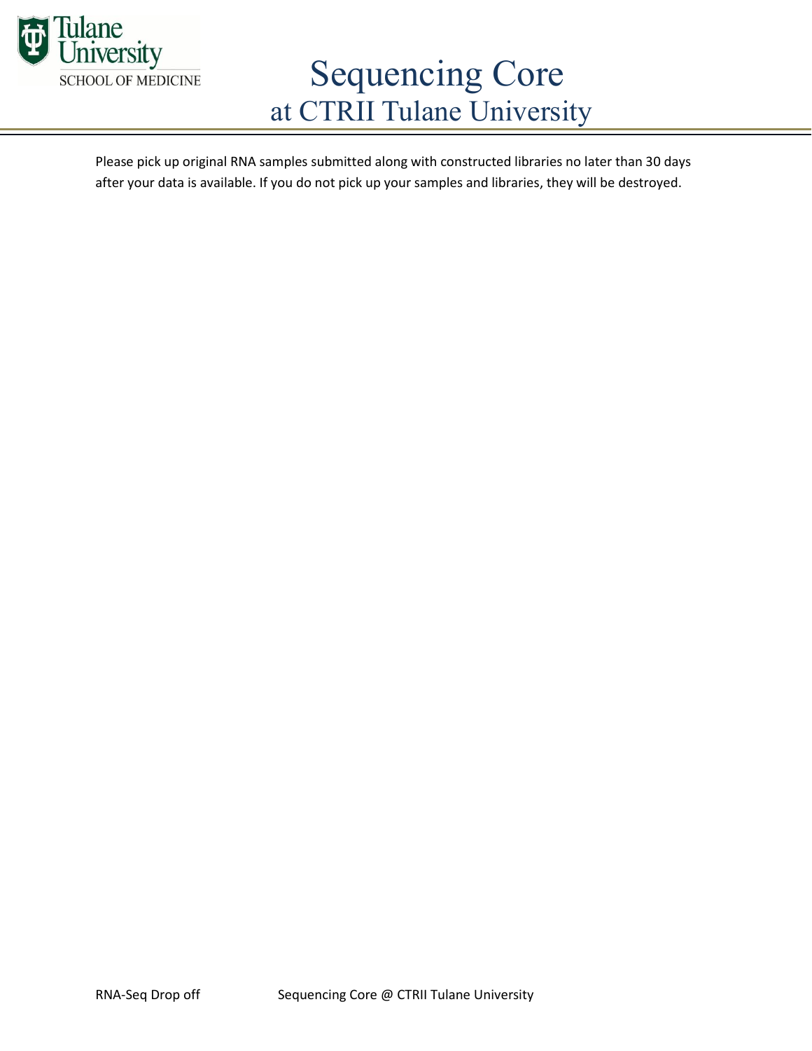Please pick up original RNA samples submitted along with constructed libraries no later than 30 days after your data is available. If you do not pick up your samples and libraries, they will be destroyed.